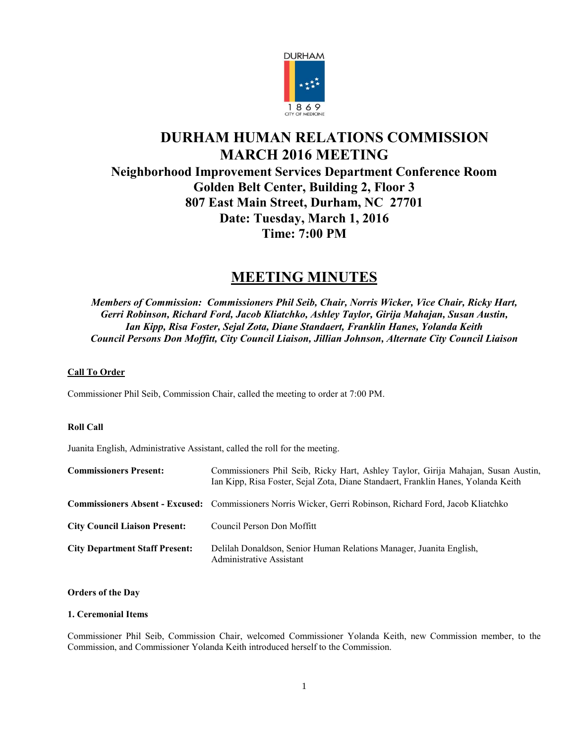DURHAM

1869

CITY OF MEDICINE

# DURHAM HUMAN RELATIONS COMMISSION
# MARCH 2016 MEETING

## Neighborhood Improvement Services Department Conference Room
## Golden Belt Center, Building 2, Floor 3
## 807 East Main Street, Durham, NC 27701
## Date: Tuesday, March 1, 2016
## Time: 7:00 PM

# MEETING MINUTES

***Members of Commission: Commissioners Phil Seib, Chair, Norris Wicker, Vice Chair, Ricky Hart, Gerri Robinson, Richard Ford, Jacob Kliatchko, Ashley Taylor, Girija Mahajan, Susan Austin, Ian Kipp, Risa Foster, Sejal Zota, Diane Standaert, Franklin Hanes, Yolanda Keith Council Persons Don Moffitt, City Council Liaison, Jillian Johnson, Alternate City Council Liaison***

**Call To Order**

Commissioner Phil Seib, Commission Chair, called the meeting to order at 7:00 PM.

**Roll Call**

Juanita English, Administrative Assistant, called the roll for the meeting.

| | |
|---|---|
| **Commissioners Present:** | Commissioners Phil Seib, Ricky Hart, Ashley Taylor, Girija Mahajan, Susan Austin, Ian Kipp, Risa Foster, Sejal Zota, Diane Standaert, Franklin Hanes, Yolanda Keith |
| **Commissioners Absent - Excused:** | Commissioners Norris Wicker, Gerri Robinson, Richard Ford, Jacob Kliatchko |
| **City Council Liaison Present:** | Council Person Don Moffitt |
| **City Department Staff Present:** | Delilah Donaldson, Senior Human Relations Manager, Juanita English, Administrative Assistant |

**Orders of the Day**

**1. Ceremonial Items**

Commissioner Phil Seib, Commission Chair, welcomed Commissioner Yolanda Keith, new Commission member, to the Commission, and Commissioner Yolanda Keith introduced herself to the Commission.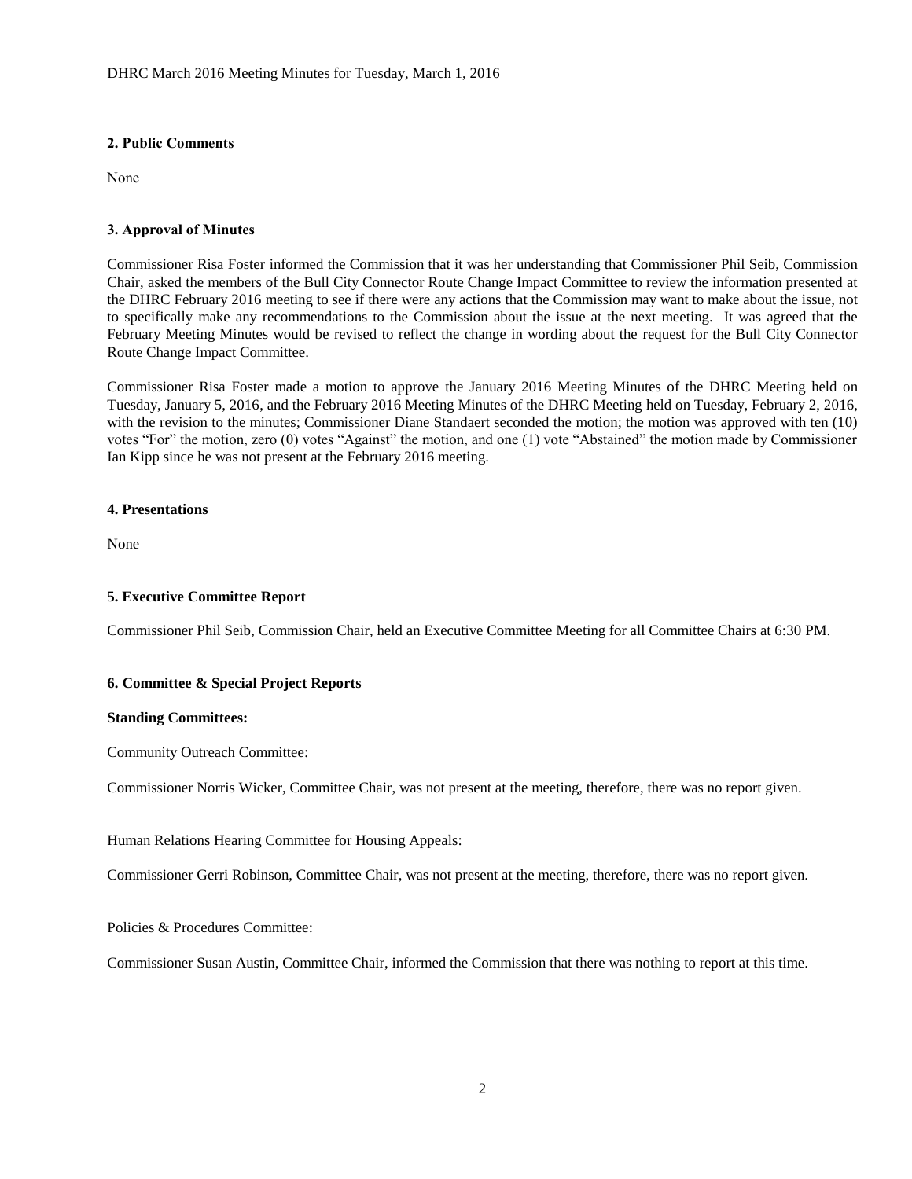## 2. Public Comments

None

## 3. Approval of Minutes

Commissioner Risa Foster informed the Commission that it was her understanding that Commissioner Phil Seib, Commission Chair, asked the members of the Bull City Connector Route Change Impact Committee to review the information presented at the DHRC February 2016 meeting to see if there were any actions that the Commission may want to make about the issue, not to specifically make any recommendations to the Commission about the issue at the next meeting. It was agreed that the February Meeting Minutes would be revised to reflect the change in wording about the request for the Bull City Connector Route Change Impact Committee.

Commissioner Risa Foster made a motion to approve the January 2016 Meeting Minutes of the DHRC Meeting held on Tuesday, January 5, 2016, and the February 2016 Meeting Minutes of the DHRC Meeting held on Tuesday, February 2, 2016, with the revision to the minutes; Commissioner Diane Standaert seconded the motion; the motion was approved with ten (10) votes "For" the motion, zero (0) votes "Against" the motion, and one (1) vote "Abstained" the motion made by Commissioner Ian Kipp since he was not present at the February 2016 meeting.

## 4. Presentations

None

## 5. Executive Committee Report

Commissioner Phil Seib, Commission Chair, held an Executive Committee Meeting for all Committee Chairs at 6:30 PM.

## 6. Committee & Special Project Reports

**Standing Committees:**

Community Outreach Committee:

Commissioner Norris Wicker, Committee Chair, was not present at the meeting, therefore, there was no report given.

Human Relations Hearing Committee for Housing Appeals:

Commissioner Gerri Robinson, Committee Chair, was not present at the meeting, therefore, there was no report given.

Policies & Procedures Committee:

Commissioner Susan Austin, Committee Chair, informed the Commission that there was nothing to report at this time.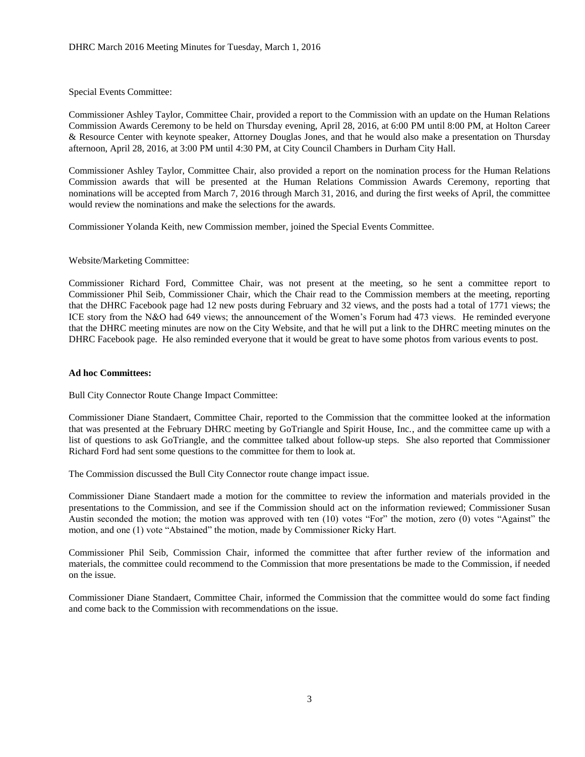Special Events Committee:

Commissioner Ashley Taylor, Committee Chair, provided a report to the Commission with an update on the Human Relations Commission Awards Ceremony to be held on Thursday evening, April 28, 2016, at 6:00 PM until 8:00 PM, at Holton Career & Resource Center with keynote speaker, Attorney Douglas Jones, and that he would also make a presentation on Thursday afternoon, April 28, 2016, at 3:00 PM until 4:30 PM, at City Council Chambers in Durham City Hall.

Commissioner Ashley Taylor, Committee Chair, also provided a report on the nomination process for the Human Relations Commission awards that will be presented at the Human Relations Commission Awards Ceremony, reporting that nominations will be accepted from March 7, 2016 through March 31, 2016, and during the first weeks of April, the committee would review the nominations and make the selections for the awards.

Commissioner Yolanda Keith, new Commission member, joined the Special Events Committee.

Website/Marketing Committee:

Commissioner Richard Ford, Committee Chair, was not present at the meeting, so he sent a committee report to Commissioner Phil Seib, Commissioner Chair, which the Chair read to the Commission members at the meeting, reporting that the DHRC Facebook page had 12 new posts during February and 32 views, and the posts had a total of 1771 views; the ICE story from the N&O had 649 views; the announcement of the Women's Forum had 473 views. He reminded everyone that the DHRC meeting minutes are now on the City Website, and that he will put a link to the DHRC meeting minutes on the DHRC Facebook page. He also reminded everyone that it would be great to have some photos from various events to post.

**Ad hoc Committees:**

Bull City Connector Route Change Impact Committee:

Commissioner Diane Standaert, Committee Chair, reported to the Commission that the committee looked at the information that was presented at the February DHRC meeting by GoTriangle and Spirit House, Inc., and the committee came up with a list of questions to ask GoTriangle, and the committee talked about follow-up steps. She also reported that Commissioner Richard Ford had sent some questions to the committee for them to look at.

The Commission discussed the Bull City Connector route change impact issue.

Commissioner Diane Standaert made a motion for the committee to review the information and materials provided in the presentations to the Commission, and see if the Commission should act on the information reviewed; Commissioner Susan Austin seconded the motion; the motion was approved with ten (10) votes "For" the motion, zero (0) votes "Against" the motion, and one (1) vote "Abstained" the motion, made by Commissioner Ricky Hart.

Commissioner Phil Seib, Commission Chair, informed the committee that after further review of the information and materials, the committee could recommend to the Commission that more presentations be made to the Commission, if needed on the issue.

Commissioner Diane Standaert, Committee Chair, informed the Commission that the committee would do some fact finding and come back to the Commission with recommendations on the issue.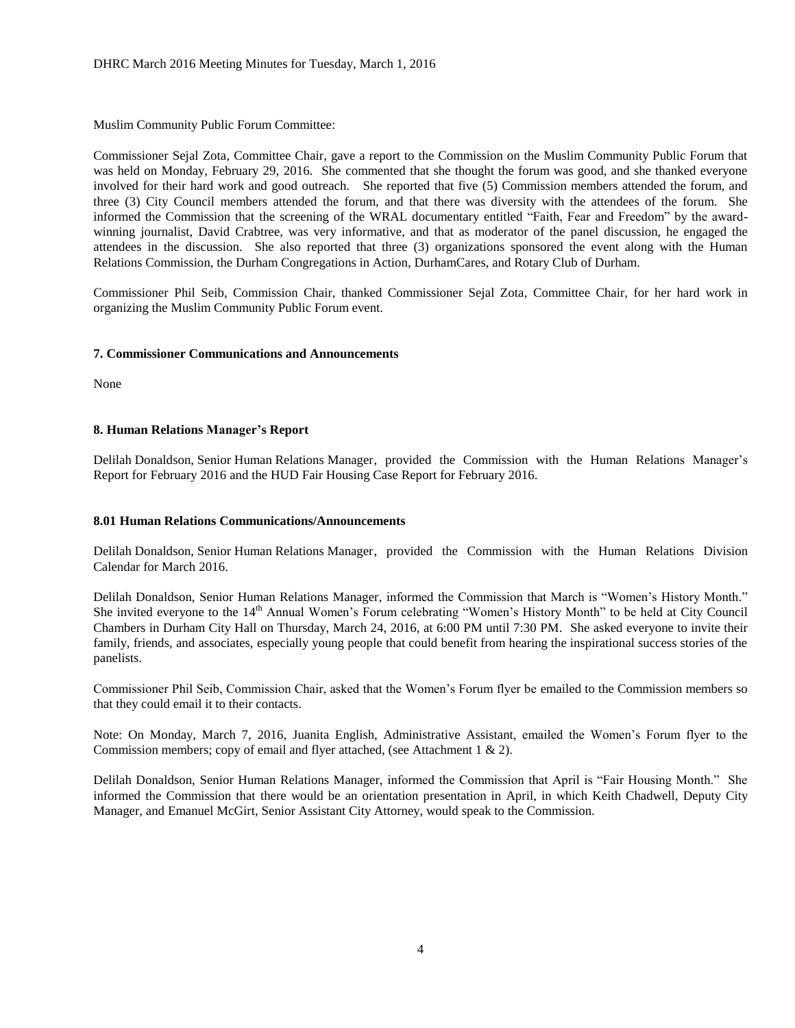Muslim Community Public Forum Committee:

Commissioner Sejal Zota, Committee Chair, gave a report to the Commission on the Muslim Community Public Forum that was held on Monday, February 29, 2016. She commented that she thought the forum was good, and she thanked everyone involved for their hard work and good outreach. She reported that five (5) Commission members attended the forum, and three (3) City Council members attended the forum, and that there was diversity with the attendees of the forum. She informed the Commission that the screening of the WRAL documentary entitled "Faith, Fear and Freedom" by the award-winning journalist, David Crabtree, was very informative, and that as moderator of the panel discussion, he engaged the attendees in the discussion. She also reported that three (3) organizations sponsored the event along with the Human Relations Commission, the Durham Congregations in Action, DurhamCares, and Rotary Club of Durham.

Commissioner Phil Seib, Commission Chair, thanked Commissioner Sejal Zota, Committee Chair, for her hard work in organizing the Muslim Community Public Forum event.

**7. Commissioner Communications and Announcements**

None

**8. Human Relations Manager's Report**

Delilah Donaldson, Senior Human Relations Manager, provided the Commission with the Human Relations Manager's Report for February 2016 and the HUD Fair Housing Case Report for February 2016.

**8.01 Human Relations Communications/Announcements**

Delilah Donaldson, Senior Human Relations Manager, provided the Commission with the Human Relations Division Calendar for March 2016.

Delilah Donaldson, Senior Human Relations Manager, informed the Commission that March is "Women's History Month." She invited everyone to the 14th Annual Women's Forum celebrating "Women's History Month" to be held at City Council Chambers in Durham City Hall on Thursday, March 24, 2016, at 6:00 PM until 7:30 PM. She asked everyone to invite their family, friends, and associates, especially young people that could benefit from hearing the inspirational success stories of the panelists.

Commissioner Phil Seib, Commission Chair, asked that the Women's Forum flyer be emailed to the Commission members so that they could email it to their contacts.

Note: On Monday, March 7, 2016, Juanita English, Administrative Assistant, emailed the Women's Forum flyer to the Commission members; copy of email and flyer attached, (see Attachment 1 & 2).

Delilah Donaldson, Senior Human Relations Manager, informed the Commission that April is "Fair Housing Month." She informed the Commission that there would be an orientation presentation in April, in which Keith Chadwell, Deputy City Manager, and Emanuel McGirt, Senior Assistant City Attorney, would speak to the Commission.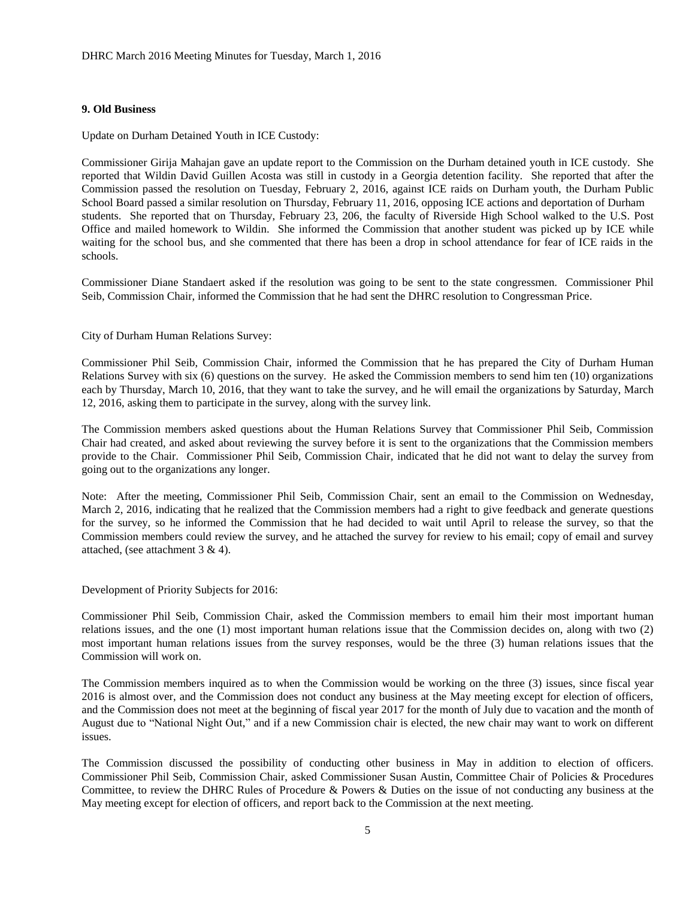## 9. Old Business

Update on Durham Detained Youth in ICE Custody:

Commissioner Girija Mahajan gave an update report to the Commission on the Durham detained youth in ICE custody. She reported that Wildin David Guillen Acosta was still in custody in a Georgia detention facility. She reported that after the Commission passed the resolution on Tuesday, February 2, 2016, against ICE raids on Durham youth, the Durham Public School Board passed a similar resolution on Thursday, February 11, 2016, opposing ICE actions and deportation of Durham students. She reported that on Thursday, February 23, 206, the faculty of Riverside High School walked to the U.S. Post Office and mailed homework to Wildin. She informed the Commission that another student was picked up by ICE while waiting for the school bus, and she commented that there has been a drop in school attendance for fear of ICE raids in the schools.

Commissioner Diane Standaert asked if the resolution was going to be sent to the state congressmen. Commissioner Phil Seib, Commission Chair, informed the Commission that he had sent the DHRC resolution to Congressman Price.

City of Durham Human Relations Survey:

Commissioner Phil Seib, Commission Chair, informed the Commission that he has prepared the City of Durham Human Relations Survey with six (6) questions on the survey. He asked the Commission members to send him ten (10) organizations each by Thursday, March 10, 2016, that they want to take the survey, and he will email the organizations by Saturday, March 12, 2016, asking them to participate in the survey, along with the survey link.

The Commission members asked questions about the Human Relations Survey that Commissioner Phil Seib, Commission Chair had created, and asked about reviewing the survey before it is sent to the organizations that the Commission members provide to the Chair. Commissioner Phil Seib, Commission Chair, indicated that he did not want to delay the survey from going out to the organizations any longer.

Note: After the meeting, Commissioner Phil Seib, Commission Chair, sent an email to the Commission on Wednesday, March 2, 2016, indicating that he realized that the Commission members had a right to give feedback and generate questions for the survey, so he informed the Commission that he had decided to wait until April to release the survey, so that the Commission members could review the survey, and he attached the survey for review to his email; copy of email and survey attached, (see attachment 3 & 4).

Development of Priority Subjects for 2016:

Commissioner Phil Seib, Commission Chair, asked the Commission members to email him their most important human relations issues, and the one (1) most important human relations issue that the Commission decides on, along with two (2) most important human relations issues from the survey responses, would be the three (3) human relations issues that the Commission will work on.

The Commission members inquired as to when the Commission would be working on the three (3) issues, since fiscal year 2016 is almost over, and the Commission does not conduct any business at the May meeting except for election of officers, and the Commission does not meet at the beginning of fiscal year 2017 for the month of July due to vacation and the month of August due to "National Night Out," and if a new Commission chair is elected, the new chair may want to work on different issues.

The Commission discussed the possibility of conducting other business in May in addition to election of officers. Commissioner Phil Seib, Commission Chair, asked Commissioner Susan Austin, Committee Chair of Policies & Procedures Committee, to review the DHRC Rules of Procedure & Powers & Duties on the issue of not conducting any business at the May meeting except for election of officers, and report back to the Commission at the next meeting.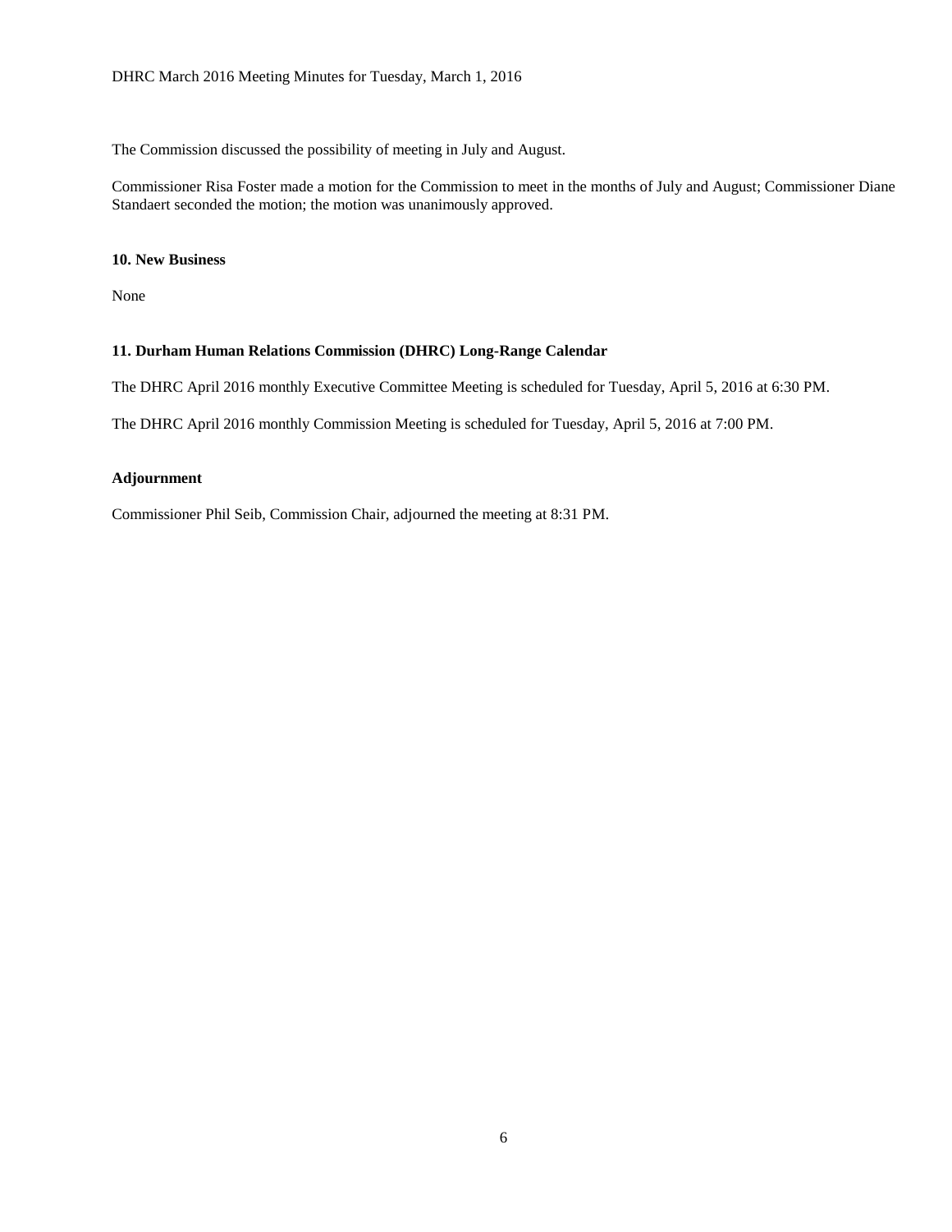The Commission discussed the possibility of meeting in July and August.

Commissioner Risa Foster made a motion for the Commission to meet in the months of July and August; Commissioner Diane Standaert seconded the motion; the motion was unanimously approved.

**10. New Business**

None

**11. Durham Human Relations Commission (DHRC) Long-Range Calendar**

The DHRC April 2016 monthly Executive Committee Meeting is scheduled for Tuesday, April 5, 2016 at 6:30 PM.

The DHRC April 2016 monthly Commission Meeting is scheduled for Tuesday, April 5, 2016 at 7:00 PM.

**Adjournment**

Commissioner Phil Seib, Commission Chair, adjourned the meeting at 8:31 PM.